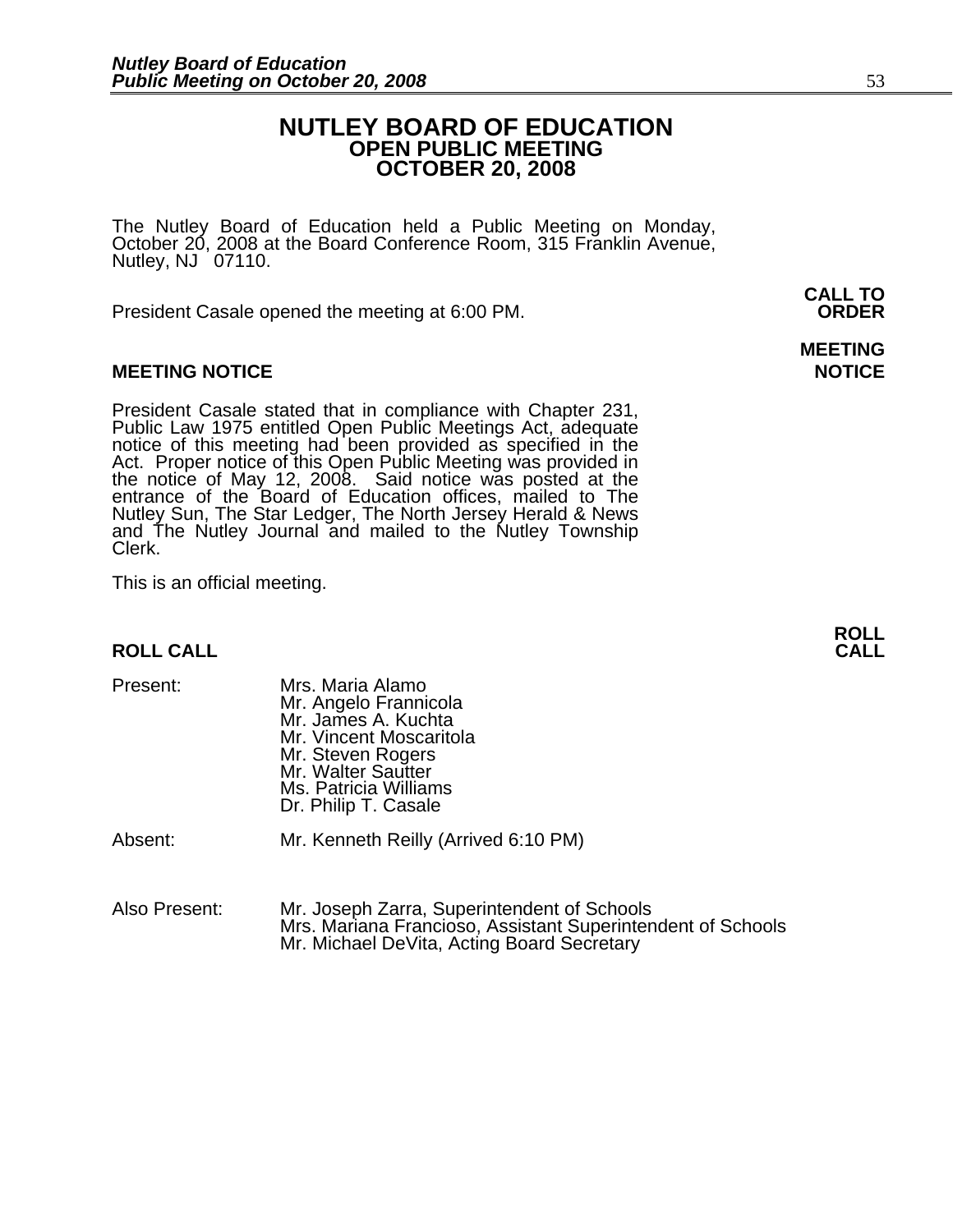# NUTLEY BOARD OF EDUCATION
## OPEN PUBLIC MEETING
## OCTOBER 20, 2008

The Nutley Board of Education held a Public Meeting on Monday, October 20, 2008 at the Board Conference Room, 315 Franklin Avenue, Nutley, NJ 07110.

**CALL TO ORDER**

President Casale opened the meeting at 6:00 PM.

**MEETING NOTICE**

President Casale stated that in compliance with Chapter 231, Public Law 1975 entitled Open Public Meetings Act, adequate notice of this meeting had been provided as specified in the Act. Proper notice of this Open Public Meeting was provided in the notice of May 12, 2008. Said notice was posted at the entrance of the Board of Education offices, mailed to The Nutley Sun, The Star Ledger, The North Jersey Herald & News and The Nutley Journal and mailed to the Nutley Township Clerk.

This is an official meeting.

**ROLL CALL**

Present:
- Mrs. Maria Alamo
- Mr. Angelo Frannicola
- Mr. James A. Kuchta
- Mr. Vincent Moscaritola
- Mr. Steven Rogers
- Mr. Walter Sautter
- Ms. Patricia Williams
- Dr. Philip T. Casale

Absent: Mr. Kenneth Reilly (Arrived 6:10 PM)

Also Present:
- Mr. Joseph Zarra, Superintendent of Schools
- Mrs. Mariana Francioso, Assistant Superintendent of Schools
- Mr. Michael DeVita, Acting Board Secretary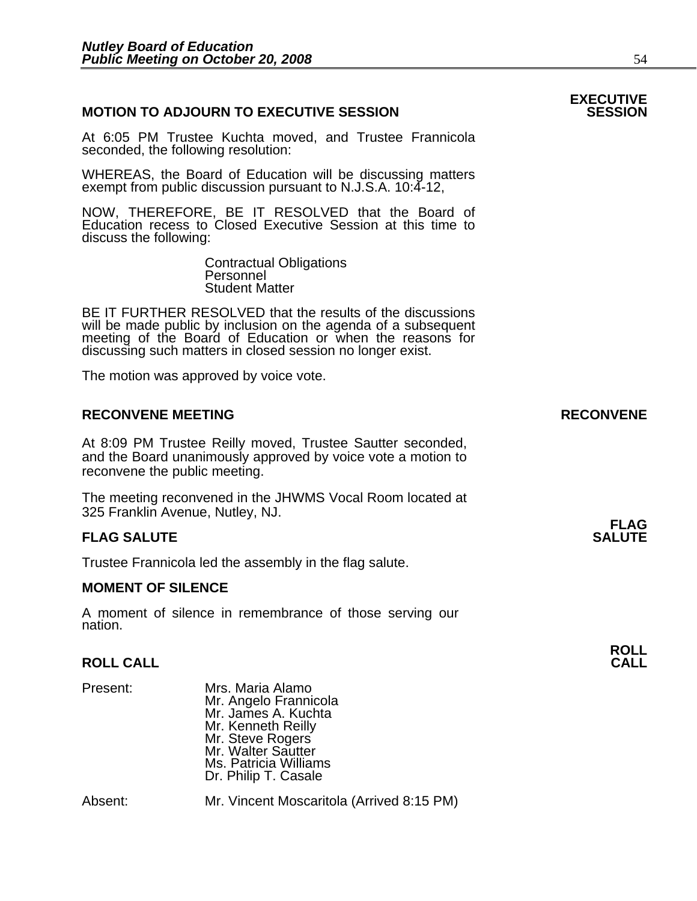## MOTION TO ADJOURN TO EXECUTIVE SESSION

**EXECUTIVE SESSION**

At 6:05 PM Trustee Kuchta moved, and Trustee Frannicola seconded, the following resolution:

WHEREAS, the Board of Education will be discussing matters exempt from public discussion pursuant to N.J.S.A. 10:4-12,

NOW, THEREFORE, BE IT RESOLVED that the Board of Education recess to Closed Executive Session at this time to discuss the following:

Contractual Obligations
Personnel
Student Matter

BE IT FURTHER RESOLVED that the results of the discussions will be made public by inclusion on the agenda of a subsequent meeting of the Board of Education or when the reasons for discussing such matters in closed session no longer exist.

The motion was approved by voice vote.

## RECONVENE MEETING

**RECONVENE**

At 8:09 PM Trustee Reilly moved, Trustee Sautter seconded, and the Board unanimously approved by voice vote a motion to reconvene the public meeting.

The meeting reconvened in the JHWMS Vocal Room located at 325 Franklin Avenue, Nutley, NJ.

## FLAG SALUTE

**FLAG SALUTE**

Trustee Frannicola led the assembly in the flag salute.

## MOMENT OF SILENCE

A moment of silence in remembrance of those serving our nation.

## ROLL CALL

**ROLL CALL**

Present:
- Mrs. Maria Alamo
- Mr. Angelo Frannicola
- Mr. James A. Kuchta
- Mr. Kenneth Reilly
- Mr. Steve Rogers
- Mr. Walter Sautter
- Ms. Patricia Williams
- Dr. Philip T. Casale

Absent:
- Mr. Vincent Moscaritola (Arrived 8:15 PM)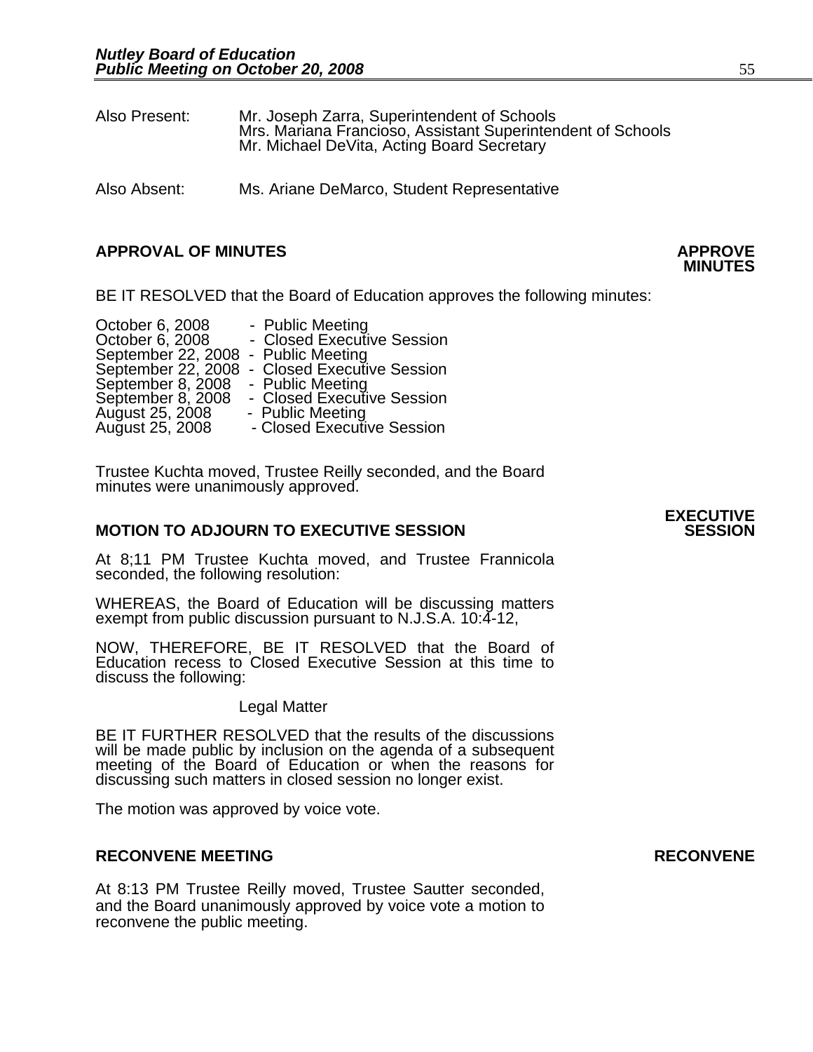Also Present: Mr. Joseph Zarra, Superintendent of Schools
Mrs. Mariana Francioso, Assistant Superintendent of Schools
Mr. Michael DeVita, Acting Board Secretary

Also Absent: Ms. Ariane DeMarco, Student Representative

## APPROVAL OF MINUTES

**APPROVE MINUTES**

BE IT RESOLVED that the Board of Education approves the following minutes:

October 6, 2008 - Public Meeting
October 6, 2008 - Closed Executive Session
September 22, 2008 - Public Meeting
September 22, 2008 - Closed Executive Session
September 8, 2008 - Public Meeting
September 8, 2008 - Closed Executive Session
August 25, 2008 - Public Meeting
August 25, 2008 - Closed Executive Session

Trustee Kuchta moved, Trustee Reilly seconded, and the Board minutes were unanimously approved.

## MOTION TO ADJOURN TO EXECUTIVE SESSION

**EXECUTIVE SESSION**

At 8;11 PM Trustee Kuchta moved, and Trustee Frannicola seconded, the following resolution:

WHEREAS, the Board of Education will be discussing matters exempt from public discussion pursuant to N.J.S.A. 10:4-12,

NOW, THEREFORE, BE IT RESOLVED that the Board of Education recess to Closed Executive Session at this time to discuss the following:

Legal Matter

BE IT FURTHER RESOLVED that the results of the discussions will be made public by inclusion on the agenda of a subsequent meeting of the Board of Education or when the reasons for discussing such matters in closed session no longer exist.

The motion was approved by voice vote.

## RECONVENE MEETING

**RECONVENE**

At 8:13 PM Trustee Reilly moved, Trustee Sautter seconded, and the Board unanimously approved by voice vote a motion to reconvene the public meeting.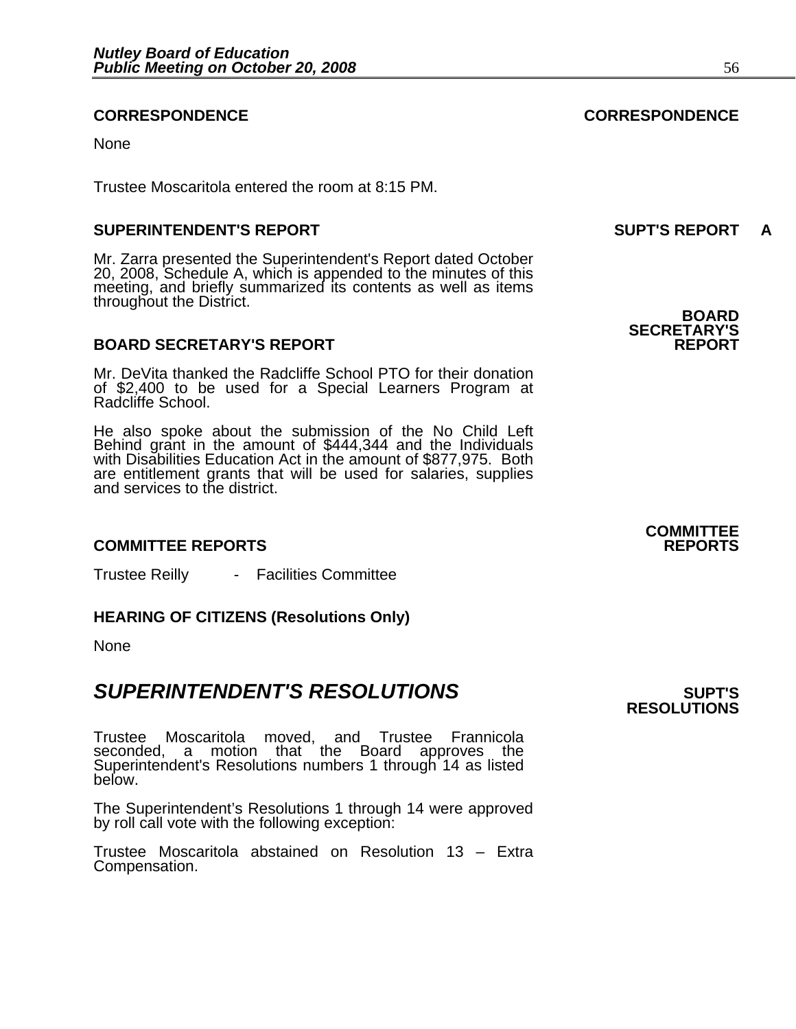**CORRESPONDENCE** **CORRESPONDENCE**

None

Trustee Moscaritola entered the room at 8:15 PM.

**SUPERINTENDENT'S REPORT** **SUPT'S REPORT A**

Mr. Zarra presented the Superintendent's Report dated October 20, 2008, Schedule A, which is appended to the minutes of this meeting, and briefly summarized its contents as well as items throughout the District.

**BOARD SECRETARY'S REPORT** **BOARD SECRETARY'S REPORT**

Mr. DeVita thanked the Radcliffe School PTO for their donation of $2,400 to be used for a Special Learners Program at Radcliffe School.

He also spoke about the submission of the No Child Left Behind grant in the amount of $444,344 and the Individuals with Disabilities Education Act in the amount of $877,975. Both are entitlement grants that will be used for salaries, supplies and services to the district.

**COMMITTEE REPORTS** **COMMITTEE REPORTS**

Trustee Reilly - Facilities Committee

**HEARING OF CITIZENS (Resolutions Only)**

None

## *SUPERINTENDENT'S RESOLUTIONS* **SUPT'S RESOLUTIONS**

Trustee Moscaritola moved, and Trustee Frannicola seconded, a motion that the Board approves the Superintendent's Resolutions numbers 1 through 14 as listed below.

The Superintendent's Resolutions 1 through 14 were approved by roll call vote with the following exception:

Trustee Moscaritola abstained on Resolution 13 – Extra Compensation.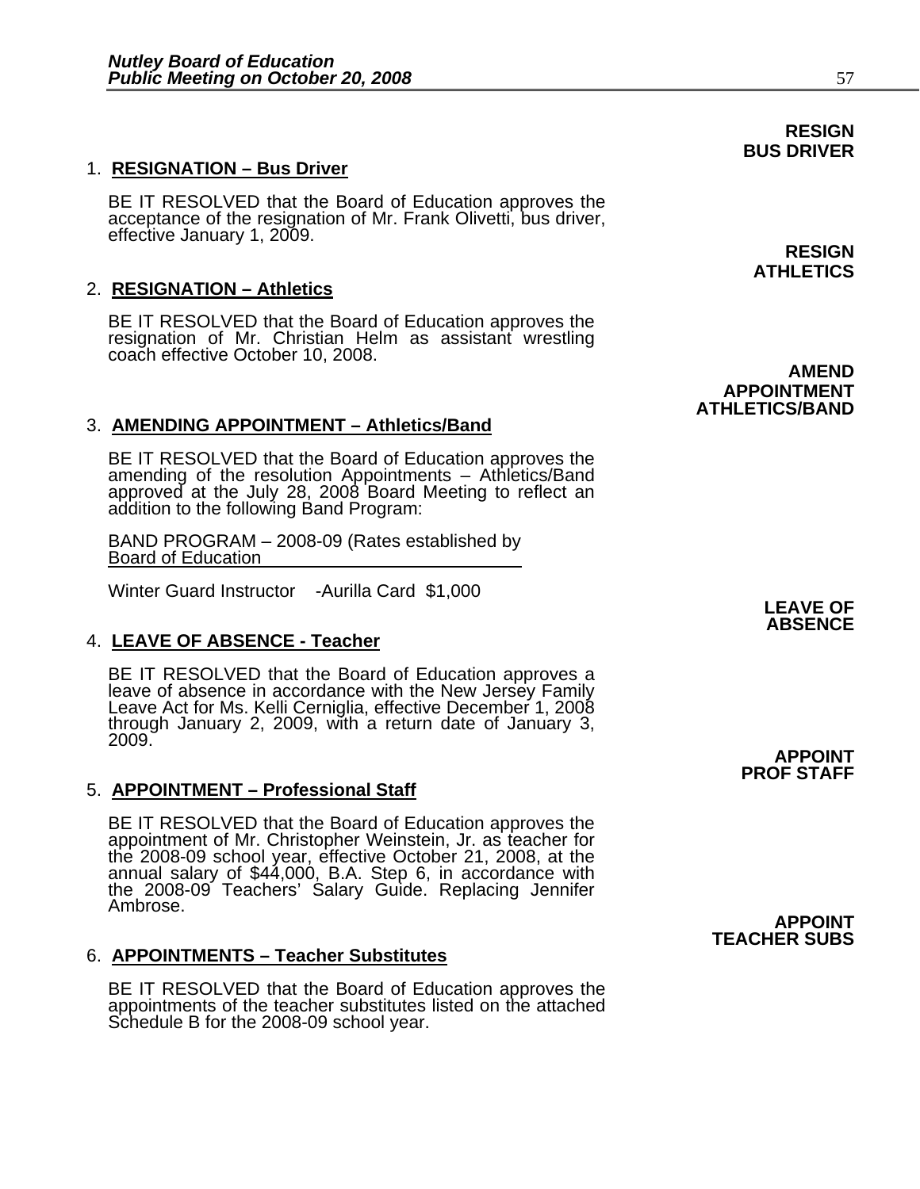**RESIGN BUS DRIVER**

1. **RESIGNATION – Bus Driver**

   BE IT RESOLVED that the Board of Education approves the acceptance of the resignation of Mr. Frank Olivetti, bus driver, effective January 1, 2009.

**RESIGN ATHLETICS**

2. **RESIGNATION – Athletics**

   BE IT RESOLVED that the Board of Education approves the resignation of Mr. Christian Helm as assistant wrestling coach effective October 10, 2008.

**AMEND APPOINTMENT ATHLETICS/BAND**

3. **AMENDING APPOINTMENT – Athletics/Band**

   BE IT RESOLVED that the Board of Education approves the amending of the resolution Appointments – Athletics/Band approved at the July 28, 2008 Board Meeting to reflect an addition to the following Band Program:

   BAND PROGRAM – 2008-09 (Rates established by Board of Education

   Winter Guard Instructor -Aurilla Card $1,000

**LEAVE OF ABSENCE**

4. **LEAVE OF ABSENCE - Teacher**

   BE IT RESOLVED that the Board of Education approves a leave of absence in accordance with the New Jersey Family Leave Act for Ms. Kelli Cerniglia, effective December 1, 2008 through January 2, 2009, with a return date of January 3, 2009.

**APPOINT PROF STAFF**

5. **APPOINTMENT – Professional Staff**

   BE IT RESOLVED that the Board of Education approves the appointment of Mr. Christopher Weinstein, Jr. as teacher for the 2008-09 school year, effective October 21, 2008, at the annual salary of $44,000, B.A. Step 6, in accordance with the 2008-09 Teachers' Salary Guide. Replacing Jennifer Ambrose.

**APPOINT TEACHER SUBS**

6. **APPOINTMENTS – Teacher Substitutes**

   BE IT RESOLVED that the Board of Education approves the appointments of the teacher substitutes listed on the attached Schedule B for the 2008-09 school year.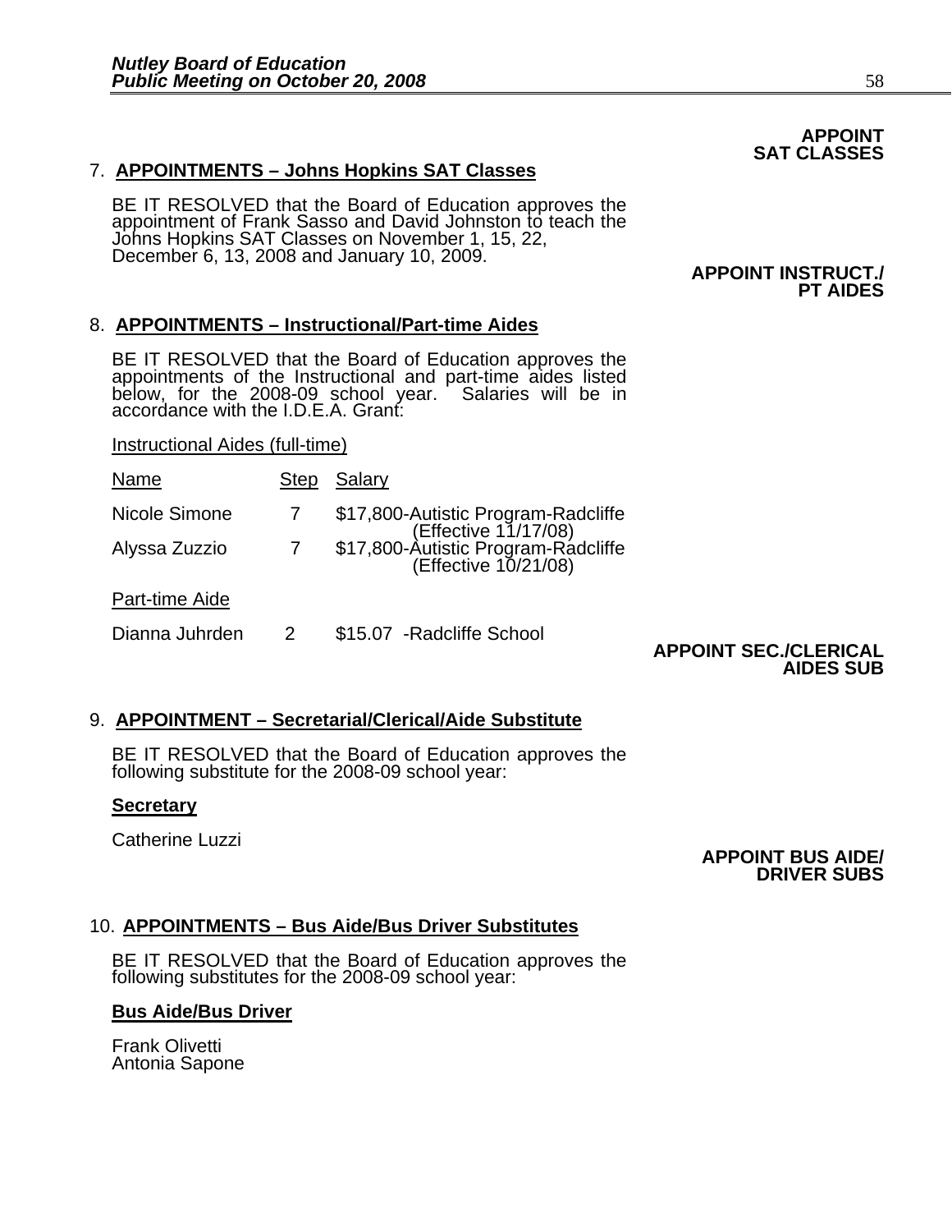**APPOINT SAT CLASSES**

7. **APPOINTMENTS – Johns Hopkins SAT Classes**

BE IT RESOLVED that the Board of Education approves the appointment of Frank Sasso and David Johnston to teach the Johns Hopkins SAT Classes on November 1, 15, 22, December 6, 13, 2008 and January 10, 2009.

**APPOINT INSTRUCT./ PT AIDES**

8. **APPOINTMENTS – Instructional/Part-time Aides**

BE IT RESOLVED that the Board of Education approves the appointments of the Instructional and part-time aides listed below, for the 2008-09 school year. Salaries will be in accordance with the I.D.E.A. Grant:

Instructional Aides (full-time)

| Name | Step | Salary |
| --- | --- | --- |
| Nicole Simone | 7 | $17,800-Autistic Program-Radcliffe (Effective 11/17/08) |
| Alyssa Zuzzio | 7 | $17,800-Autistic Program-Radcliffe (Effective 10/21/08) |

Part-time Aide

| Name | Step | Salary |
| --- | --- | --- |
| Dianna Juhrden | 2 | $15.07 -Radcliffe School |

**APPOINT SEC./CLERICAL AIDES SUB**

9. **APPOINTMENT – Secretarial/Clerical/Aide Substitute**

BE IT RESOLVED that the Board of Education approves the following substitute for the 2008-09 school year:

**Secretary**

Catherine Luzzi

**APPOINT BUS AIDE/ DRIVER SUBS**

10. **APPOINTMENTS – Bus Aide/Bus Driver Substitutes**

BE IT RESOLVED that the Board of Education approves the following substitutes for the 2008-09 school year:

**Bus Aide/Bus Driver**

Frank Olivetti
Antonia Sapone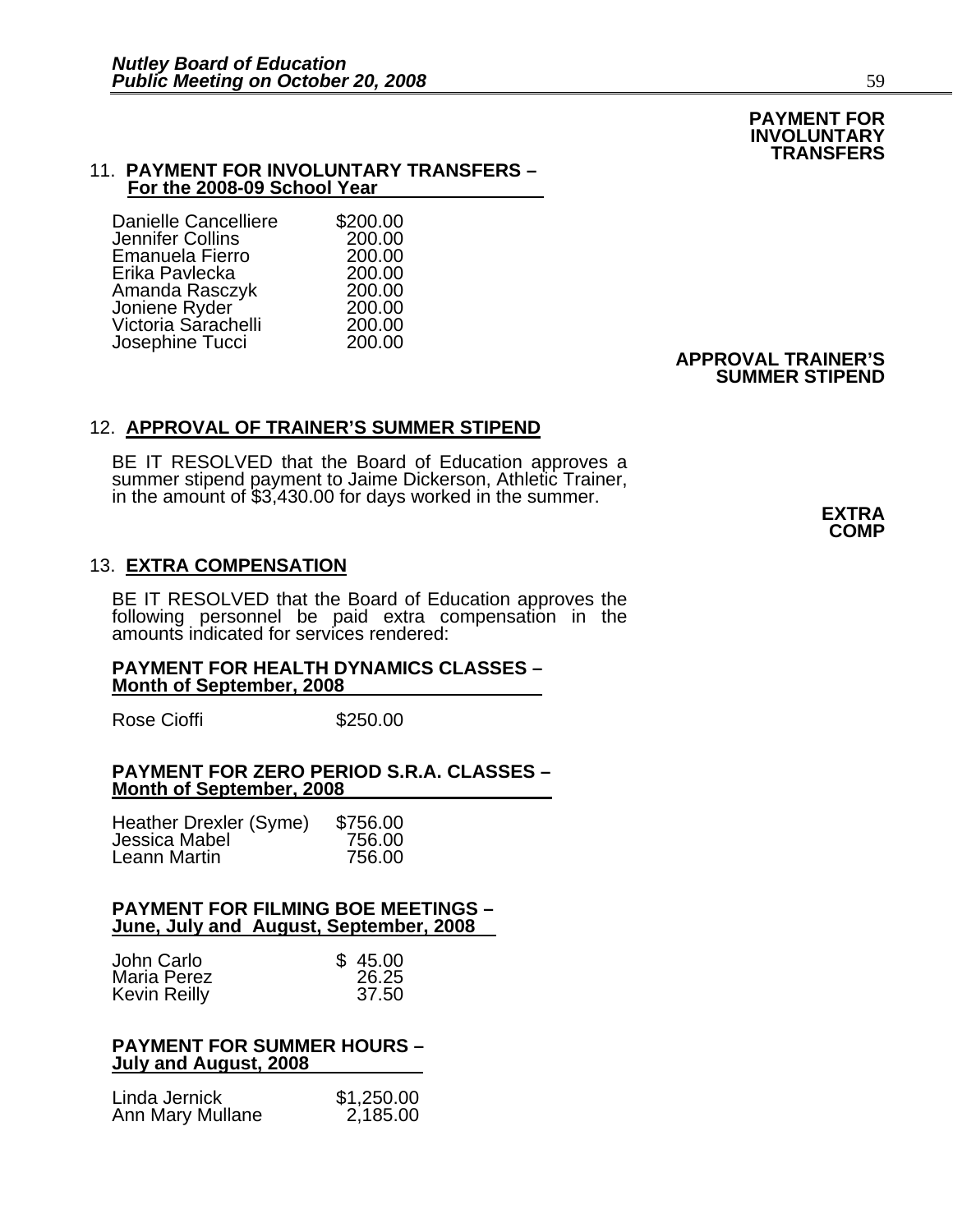**PAYMENT FOR INVOLUNTARY TRANSFERS**

11. **PAYMENT FOR INVOLUNTARY TRANSFERS – For the 2008-09 School Year**

| | |
|---|---|
| Danielle Cancelliere | $200.00 |
| Jennifer Collins | 200.00 |
| Emanuela Fierro | 200.00 |
| Erika Pavlecka | 200.00 |
| Amanda Rasczyk | 200.00 |
| Joniene Ryder | 200.00 |
| Victoria Sarachelli | 200.00 |
| Josephine Tucci | 200.00 |

**APPROVAL TRAINER'S SUMMER STIPEND**

12. **APPROVAL OF TRAINER'S SUMMER STIPEND**

BE IT RESOLVED that the Board of Education approves a summer stipend payment to Jaime Dickerson, Athletic Trainer, in the amount of $3,430.00 for days worked in the summer.

**EXTRA COMP**

13. **EXTRA COMPENSATION**

BE IT RESOLVED that the Board of Education approves the following personnel be paid extra compensation in the amounts indicated for services rendered:

**PAYMENT FOR HEALTH DYNAMICS CLASSES – Month of September, 2008**

| | |
|---|---|
| Rose Cioffi | $250.00 |

**PAYMENT FOR ZERO PERIOD S.R.A. CLASSES – Month of September, 2008**

| | |
|---|---|
| Heather Drexler (Syme) | $756.00 |
| Jessica Mabel | 756.00 |
| Leann Martin | 756.00 |

**PAYMENT FOR FILMING BOE MEETINGS – June, July and August, September, 2008**

| | |
|---|---|
| John Carlo | $ 45.00 |
| Maria Perez | 26.25 |
| Kevin Reilly | 37.50 |

**PAYMENT FOR SUMMER HOURS – July and August, 2008**

| | |
|---|---|
| Linda Jernick | $1,250.00 |
| Ann Mary Mullane | 2,185.00 |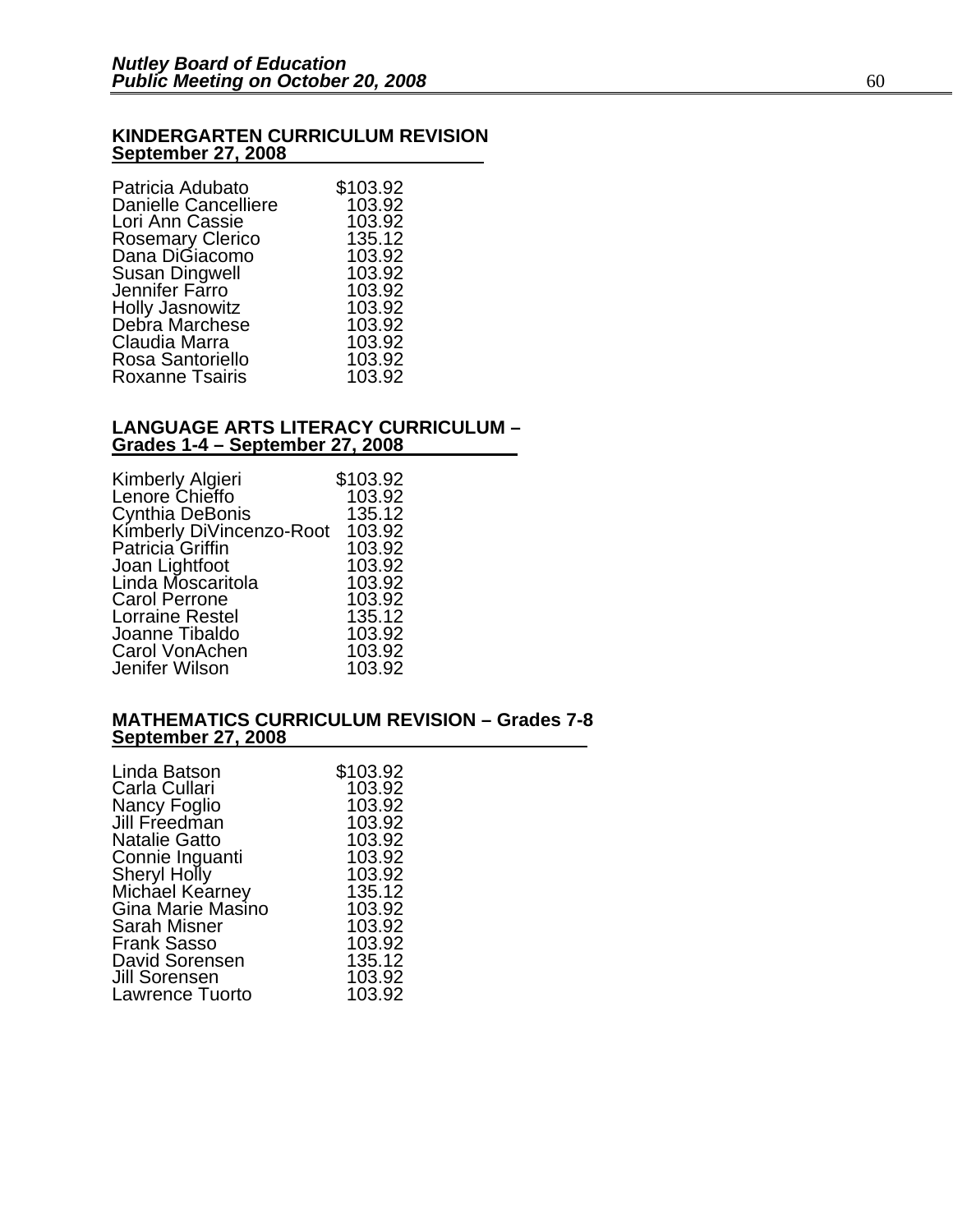**KINDERGARTEN CURRICULUM REVISION**
**September 27, 2008**

| | |
|---|---|
| Patricia Adubato | $103.92 |
| Danielle Cancelliere | 103.92 |
| Lori Ann Cassie | 103.92 |
| Rosemary Clerico | 135.12 |
| Dana DiGiacomo | 103.92 |
| Susan Dingwell | 103.92 |
| Jennifer Farro | 103.92 |
| Holly Jasnowitz | 103.92 |
| Debra Marchese | 103.92 |
| Claudia Marra | 103.92 |
| Rosa Santoriello | 103.92 |
| Roxanne Tsairis | 103.92 |

**LANGUAGE ARTS LITERACY CURRICULUM –**
**Grades 1-4 – September 27, 2008**

| | |
|---|---|
| Kimberly Algieri | $103.92 |
| Lenore Chieffo | 103.92 |
| Cynthia DeBonis | 135.12 |
| Kimberly DiVincenzo-Root | 103.92 |
| Patricia Griffin | 103.92 |
| Joan Lightfoot | 103.92 |
| Linda Moscaritola | 103.92 |
| Carol Perrone | 103.92 |
| Lorraine Restel | 135.12 |
| Joanne Tibaldo | 103.92 |
| Carol VonAchen | 103.92 |
| Jenifer Wilson | 103.92 |

**MATHEMATICS CURRICULUM REVISION – Grades 7-8**
**September 27, 2008**

| | |
|---|---|
| Linda Batson | $103.92 |
| Carla Cullari | 103.92 |
| Nancy Foglio | 103.92 |
| Jill Freedman | 103.92 |
| Natalie Gatto | 103.92 |
| Connie Inguanti | 103.92 |
| Sheryl Holly | 103.92 |
| Michael Kearney | 135.12 |
| Gina Marie Masino | 103.92 |
| Sarah Misner | 103.92 |
| Frank Sasso | 103.92 |
| David Sorensen | 135.12 |
| Jill Sorensen | 103.92 |
| Lawrence Tuorto | 103.92 |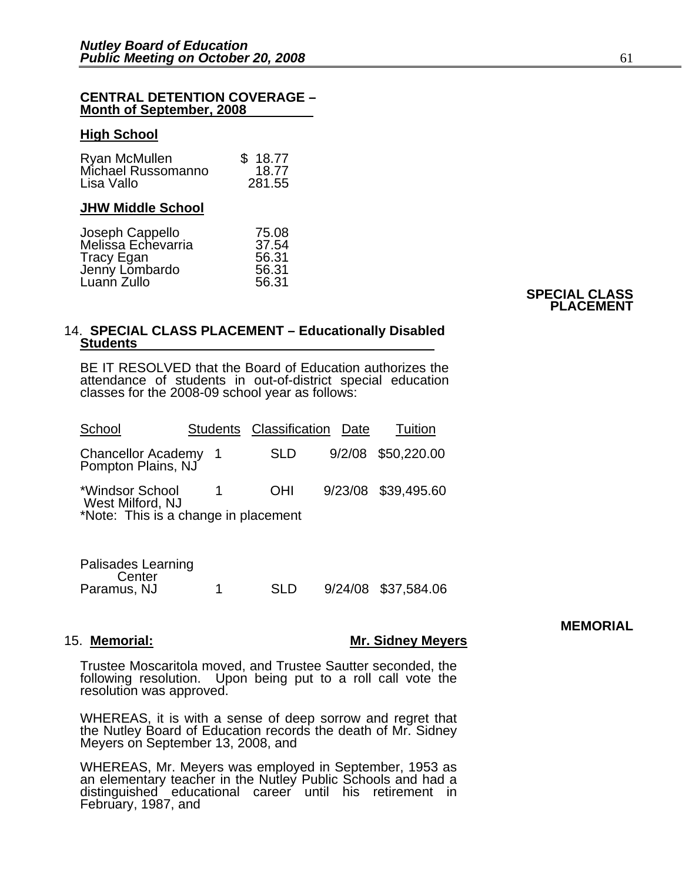**CENTRAL DETENTION COVERAGE – Month of September, 2008**

**High School**

| | |
|---|---|
| Ryan McMullen | $ 18.77 |
| Michael Russomanno | 18.77 |
| Lisa Vallo | 281.55 |

**JHW Middle School**

| | |
|---|---|
| Joseph Cappello | 75.08 |
| Melissa Echevarria | 37.54 |
| Tracy Egan | 56.31 |
| Jenny Lombardo | 56.31 |
| Luann Zullo | 56.31 |

**SPECIAL CLASS PLACEMENT**

14. **SPECIAL CLASS PLACEMENT – Educationally Disabled Students**

BE IT RESOLVED that the Board of Education authorizes the attendance of students in out-of-district special education classes for the 2008-09 school year as follows:

| School | Students | Classification | Date | Tuition |
|---|---|---|---|---|
| Chancellor Academy Pompton Plains, NJ | 1 | SLD | 9/2/08 | $50,220.00 |
| *Windsor School West Milford, NJ | 1 | OHI | 9/23/08 | $39,495.60 |
| Palisades Learning Center Paramus, NJ | 1 | SLD | 9/24/08 | $37,584.06 |

*Note: This is a change in placement

**MEMORIAL**

15. **Memorial:** **Mr. Sidney Meyers**

Trustee Moscaritola moved, and Trustee Sautter seconded, the following resolution. Upon being put to a roll call vote the resolution was approved.

WHEREAS, it is with a sense of deep sorrow and regret that the Nutley Board of Education records the death of Mr. Sidney Meyers on September 13, 2008, and

WHEREAS, Mr. Meyers was employed in September, 1953 as an elementary teacher in the Nutley Public Schools and had a distinguished educational career until his retirement in February, 1987, and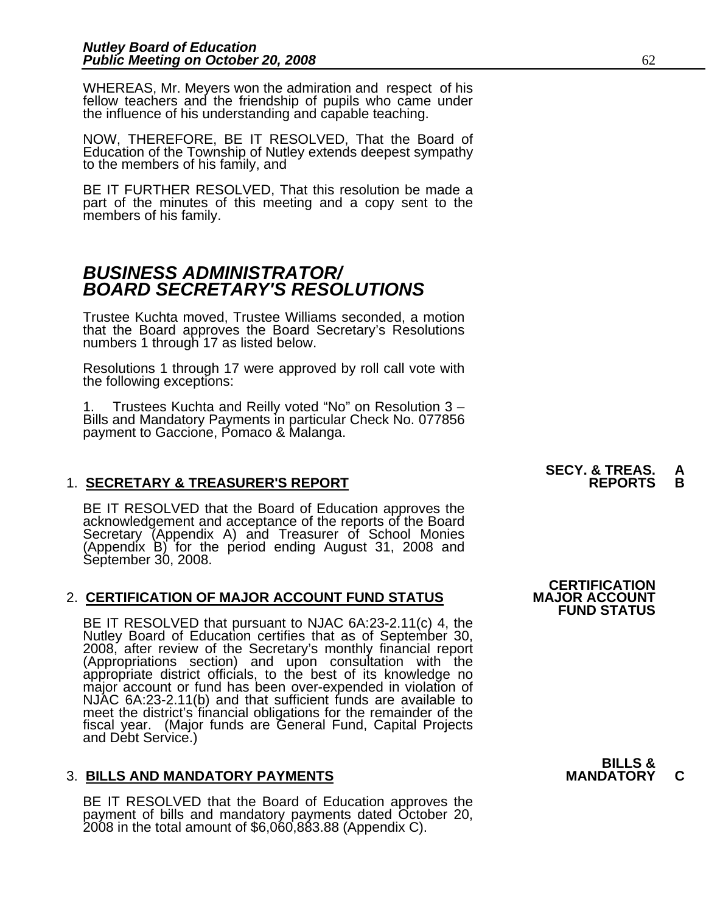WHEREAS, Mr. Meyers won the admiration and respect of his fellow teachers and the friendship of pupils who came under the influence of his understanding and capable teaching.

NOW, THEREFORE, BE IT RESOLVED, That the Board of Education of the Township of Nutley extends deepest sympathy to the members of his family, and

BE IT FURTHER RESOLVED, That this resolution be made a part of the minutes of this meeting and a copy sent to the members of his family.

## *BUSINESS ADMINISTRATOR/ BOARD SECRETARY'S RESOLUTIONS*

Trustee Kuchta moved, Trustee Williams seconded, a motion that the Board approves the Board Secretary's Resolutions numbers 1 through 17 as listed below.

Resolutions 1 through 17 were approved by roll call vote with the following exceptions:

1. Trustees Kuchta and Reilly voted "No" on Resolution 3 – Bills and Mandatory Payments in particular Check No. 077856 payment to Gaccione, Pomaco & Malanga.

**SECY. & TREAS. REPORTS A B**

1. **SECRETARY & TREASURER'S REPORT**

BE IT RESOLVED that the Board of Education approves the acknowledgement and acceptance of the reports of the Board Secretary (Appendix A) and Treasurer of School Monies (Appendix B) for the period ending August 31, 2008 and September 30, 2008.

**CERTIFICATION MAJOR ACCOUNT FUND STATUS**

2. **CERTIFICATION OF MAJOR ACCOUNT FUND STATUS**

BE IT RESOLVED that pursuant to NJAC 6A:23-2.11(c) 4, the Nutley Board of Education certifies that as of September 30, 2008, after review of the Secretary's monthly financial report (Appropriations section) and upon consultation with the appropriate district officials, to the best of its knowledge no major account or fund has been over-expended in violation of NJAC 6A:23-2.11(b) and that sufficient funds are available to meet the district's financial obligations for the remainder of the fiscal year. (Major funds are General Fund, Capital Projects and Debt Service.)

**BILLS & MANDATORY C**

3. **BILLS AND MANDATORY PAYMENTS**

BE IT RESOLVED that the Board of Education approves the payment of bills and mandatory payments dated October 20, 2008 in the total amount of $6,060,883.88 (Appendix C).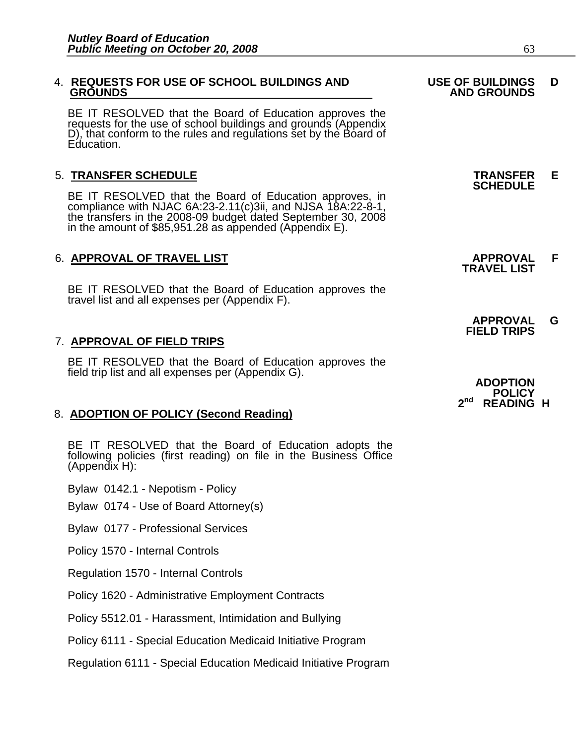4. **REQUESTS FOR USE OF SCHOOL BUILDINGS AND GROUNDS**

**USE OF BUILDINGS AND GROUNDS D**

BE IT RESOLVED that the Board of Education approves the requests for the use of school buildings and grounds (Appendix D), that conform to the rules and regulations set by the Board of Education.

5. **TRANSFER SCHEDULE**

**TRANSFER SCHEDULE E**

BE IT RESOLVED that the Board of Education approves, in compliance with NJAC 6A:23-2.11(c)3ii, and NJSA 18A:22-8-1, the transfers in the 2008-09 budget dated September 30, 2008 in the amount of $85,951.28 as appended (Appendix E).

6. **APPROVAL OF TRAVEL LIST**

**APPROVAL TRAVEL LIST F**

BE IT RESOLVED that the Board of Education approves the travel list and all expenses per (Appendix F).

**APPROVAL FIELD TRIPS G**

7. **APPROVAL OF FIELD TRIPS**

BE IT RESOLVED that the Board of Education approves the field trip list and all expenses per (Appendix G).

**ADOPTION POLICY 2nd READING H**

8. **ADOPTION OF POLICY (Second Reading)**

BE IT RESOLVED that the Board of Education adopts the following policies (first reading) on file in the Business Office (Appendix H):

Bylaw 0142.1 - Nepotism - Policy

Bylaw 0174 - Use of Board Attorney(s)

Bylaw 0177 - Professional Services

Policy 1570 - Internal Controls

Regulation 1570 - Internal Controls

Policy 1620 - Administrative Employment Contracts

Policy 5512.01 - Harassment, Intimidation and Bullying

Policy 6111 - Special Education Medicaid Initiative Program

Regulation 6111 - Special Education Medicaid Initiative Program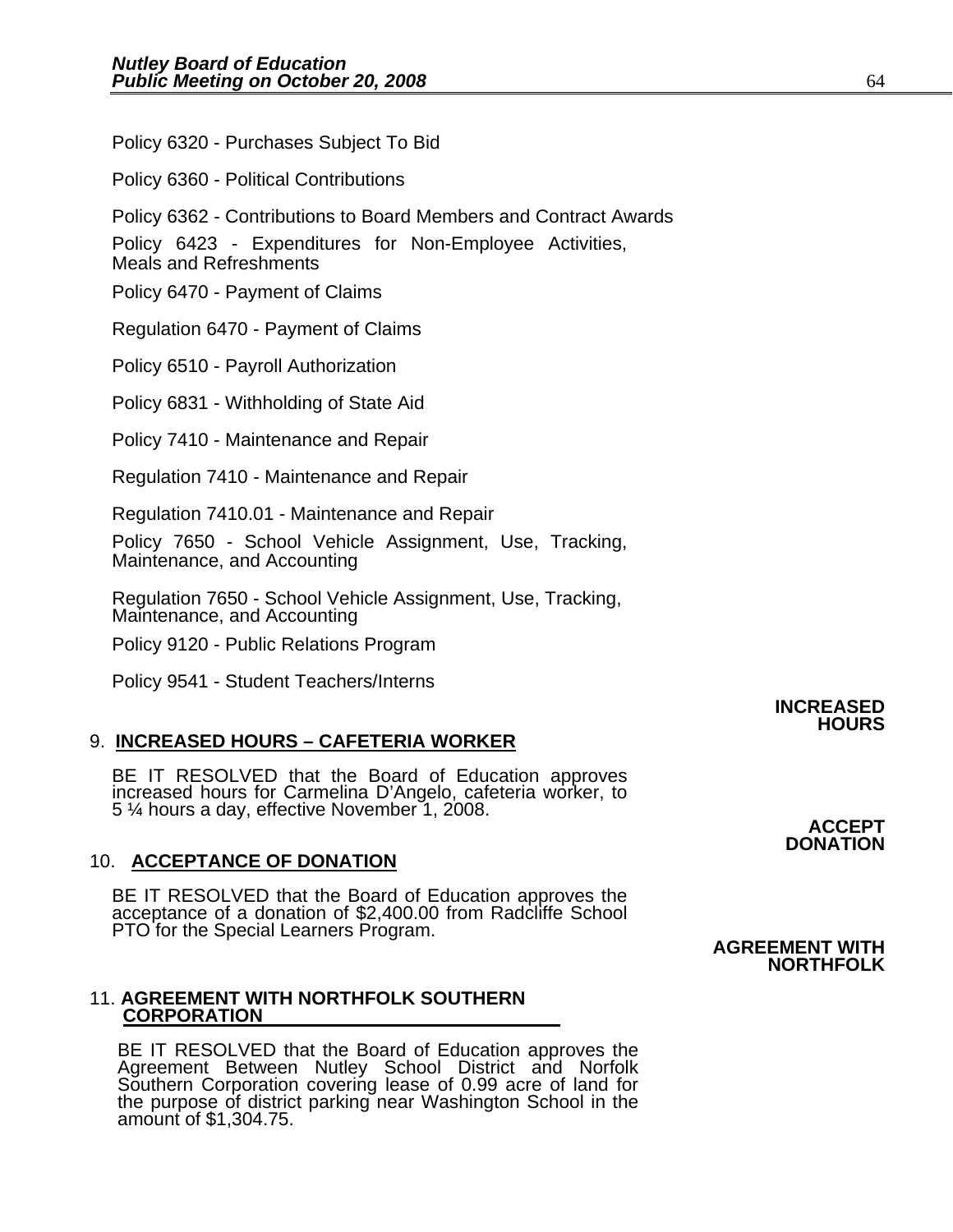Policy 6320 - Purchases Subject To Bid

Policy 6360 - Political Contributions

Policy 6362 - Contributions to Board Members and Contract Awards

Policy 6423 - Expenditures for Non-Employee Activities, Meals and Refreshments

Policy 6470 - Payment of Claims

Regulation 6470 - Payment of Claims

Policy 6510 - Payroll Authorization

Policy 6831 - Withholding of State Aid

Policy 7410 - Maintenance and Repair

Regulation 7410 - Maintenance and Repair

Regulation 7410.01 - Maintenance and Repair

Policy 7650 - School Vehicle Assignment, Use, Tracking, Maintenance, and Accounting

Regulation 7650 - School Vehicle Assignment, Use, Tracking, Maintenance, and Accounting

Policy 9120 - Public Relations Program

Policy 9541 - Student Teachers/Interns

**INCREASED HOURS**

9. **INCREASED HOURS – CAFETERIA WORKER**

BE IT RESOLVED that the Board of Education approves increased hours for Carmelina D'Angelo, cafeteria worker, to 5 ¼ hours a day, effective November 1, 2008.

**ACCEPT DONATION**

10. **ACCEPTANCE OF DONATION**

BE IT RESOLVED that the Board of Education approves the acceptance of a donation of $2,400.00 from Radcliffe School PTO for the Special Learners Program.

**AGREEMENT WITH NORTHFOLK**

11. **AGREEMENT WITH NORTHFOLK SOUTHERN CORPORATION**

BE IT RESOLVED that the Board of Education approves the Agreement Between Nutley School District and Norfolk Southern Corporation covering lease of 0.99 acre of land for the purpose of district parking near Washington School in the amount of $1,304.75.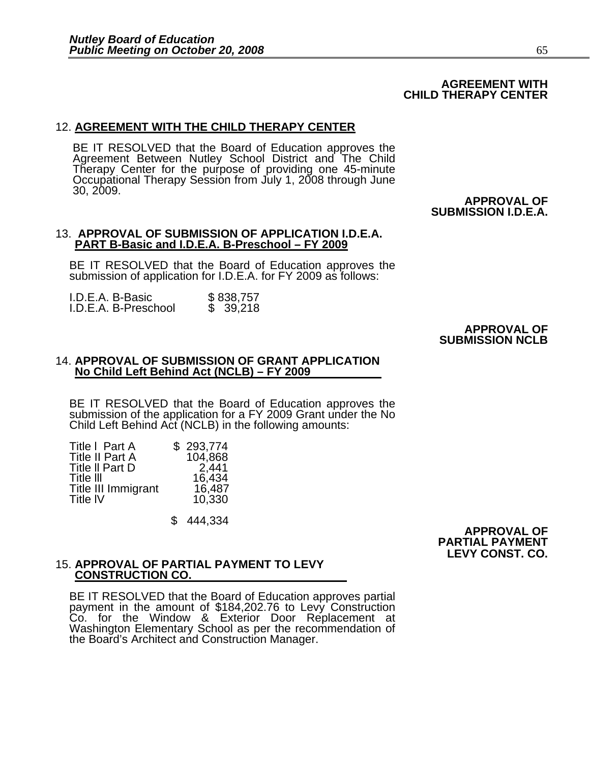**AGREEMENT WITH CHILD THERAPY CENTER**

12. **AGREEMENT WITH THE CHILD THERAPY CENTER**

BE IT RESOLVED that the Board of Education approves the Agreement Between Nutley School District and The Child Therapy Center for the purpose of providing one 45-minute Occupational Therapy Session from July 1, 2008 through June 30, 2009.

**APPROVAL OF SUBMISSION I.D.E.A.**

13. **APPROVAL OF SUBMISSION OF APPLICATION I.D.E.A. PART B-Basic and I.D.E.A. B-Preschool – FY 2009**

BE IT RESOLVED that the Board of Education approves the submission of application for I.D.E.A. for FY 2009 as follows:

| | |
|---|---|
| I.D.E.A. B-Basic | $ 838,757 |
| I.D.E.A. B-Preschool | $ 39,218 |

**APPROVAL OF SUBMISSION NCLB**

14. **APPROVAL OF SUBMISSION OF GRANT APPLICATION No Child Left Behind Act (NCLB) – FY 2009**

BE IT RESOLVED that the Board of Education approves the submission of the application for a FY 2009 Grant under the No Child Left Behind Act (NCLB) in the following amounts:

| | |
|---|---|
| Title I Part A | $ 293,774 |
| Title II Part A | 104,868 |
| Title II Part D | 2,441 |
| Title III | 16,434 |
| Title III Immigrant | 16,487 |
| Title IV | 10,330 |
| | $ 444,334 |

**APPROVAL OF PARTIAL PAYMENT LEVY CONST. CO.**

15. **APPROVAL OF PARTIAL PAYMENT TO LEVY CONSTRUCTION CO.**

BE IT RESOLVED that the Board of Education approves partial payment in the amount of $184,202.76 to Levy Construction Co. for the Window & Exterior Door Replacement at Washington Elementary School as per the recommendation of the Board's Architect and Construction Manager.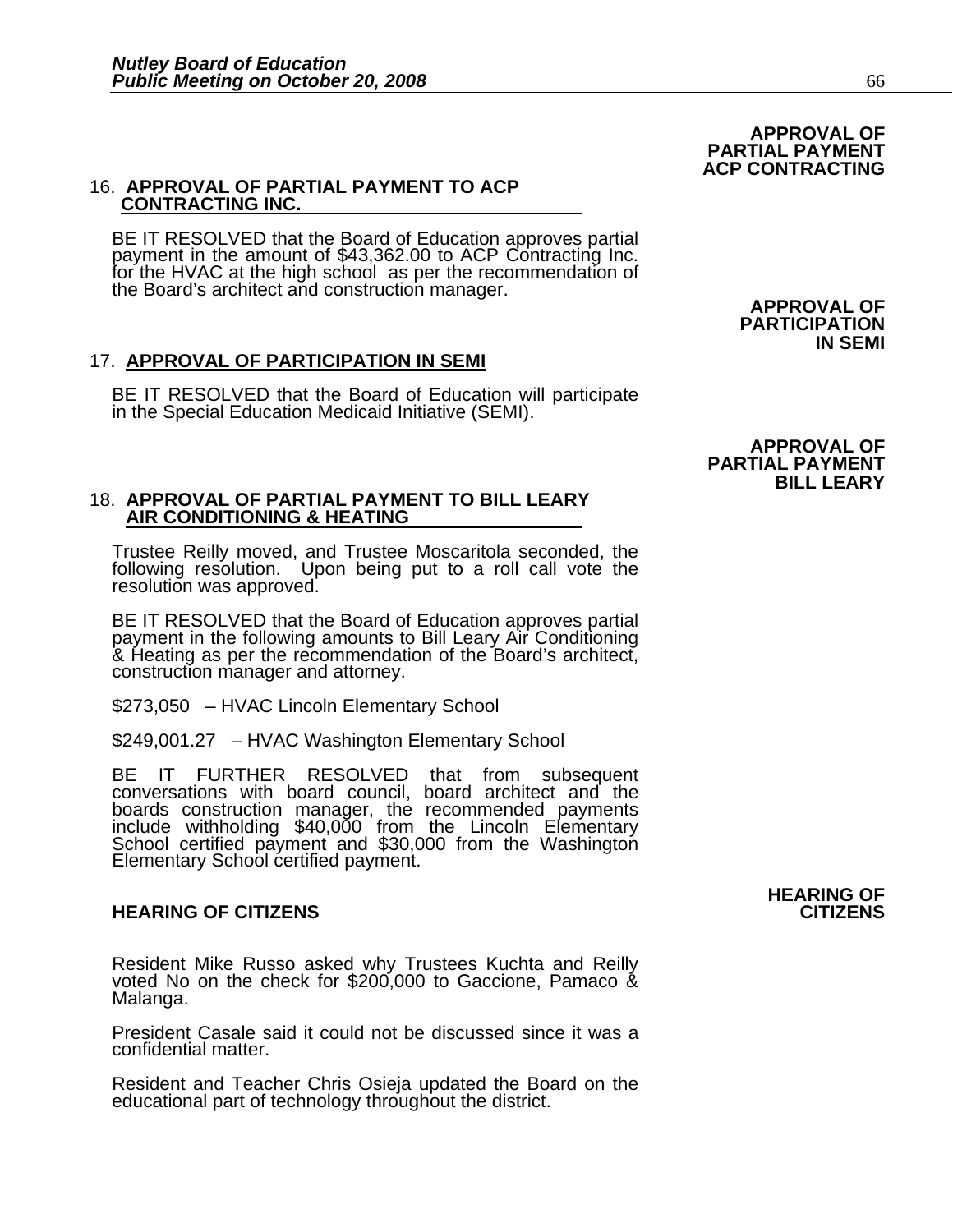**APPROVAL OF PARTIAL PAYMENT ACP CONTRACTING**

16. **APPROVAL OF PARTIAL PAYMENT TO ACP CONTRACTING INC.**

BE IT RESOLVED that the Board of Education approves partial payment in the amount of $43,362.00 to ACP Contracting Inc. for the HVAC at the high school as per the recommendation of the Board's architect and construction manager.

**APPROVAL OF PARTICIPATION IN SEMI**

17. **APPROVAL OF PARTICIPATION IN SEMI**

BE IT RESOLVED that the Board of Education will participate in the Special Education Medicaid Initiative (SEMI).

**APPROVAL OF PARTIAL PAYMENT BILL LEARY**

18. **APPROVAL OF PARTIAL PAYMENT TO BILL LEARY AIR CONDITIONING & HEATING**

Trustee Reilly moved, and Trustee Moscaritola seconded, the following resolution. Upon being put to a roll call vote the resolution was approved.

BE IT RESOLVED that the Board of Education approves partial payment in the following amounts to Bill Leary Air Conditioning & Heating as per the recommendation of the Board's architect, construction manager and attorney.

$273,050 – HVAC Lincoln Elementary School

$249,001.27 – HVAC Washington Elementary School

BE IT FURTHER RESOLVED that from subsequent conversations with board council, board architect and the boards construction manager, the recommended payments include withholding $40,000 from the Lincoln Elementary School certified payment and $30,000 from the Washington Elementary School certified payment.

**HEARING OF CITIZENS**

Resident Mike Russo asked why Trustees Kuchta and Reilly voted No on the check for $200,000 to Gaccione, Pamaco & Malanga.

President Casale said it could not be discussed since it was a confidential matter.

Resident and Teacher Chris Osieja updated the Board on the educational part of technology throughout the district.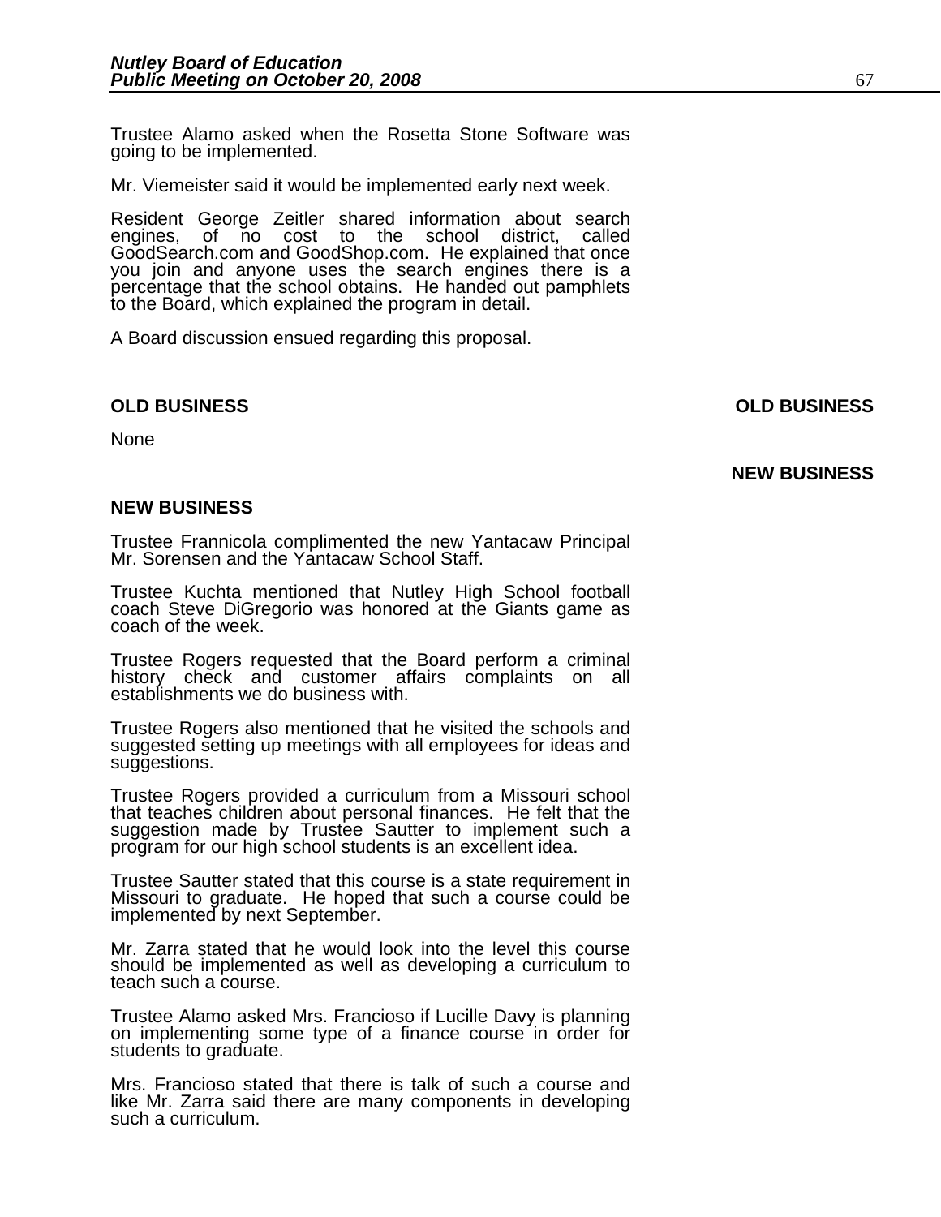Trustee Alamo asked when the Rosetta Stone Software was going to be implemented.

Mr. Viemeister said it would be implemented early next week.

Resident George Zeitler shared information about search engines, of no cost to the school district, called GoodSearch.com and GoodShop.com. He explained that once you join and anyone uses the search engines there is a percentage that the school obtains. He handed out pamphlets to the Board, which explained the program in detail.

A Board discussion ensued regarding this proposal.

## OLD BUSINESS

None

## NEW BUSINESS

Trustee Frannicola complimented the new Yantacaw Principal Mr. Sorensen and the Yantacaw School Staff.

Trustee Kuchta mentioned that Nutley High School football coach Steve DiGregorio was honored at the Giants game as coach of the week.

Trustee Rogers requested that the Board perform a criminal history check and customer affairs complaints on all establishments we do business with.

Trustee Rogers also mentioned that he visited the schools and suggested setting up meetings with all employees for ideas and suggestions.

Trustee Rogers provided a curriculum from a Missouri school that teaches children about personal finances. He felt that the suggestion made by Trustee Sautter to implement such a program for our high school students is an excellent idea.

Trustee Sautter stated that this course is a state requirement in Missouri to graduate. He hoped that such a course could be implemented by next September.

Mr. Zarra stated that he would look into the level this course should be implemented as well as developing a curriculum to teach such a course.

Trustee Alamo asked Mrs. Francioso if Lucille Davy is planning on implementing some type of a finance course in order for students to graduate.

Mrs. Francioso stated that there is talk of such a course and like Mr. Zarra said there are many components in developing such a curriculum.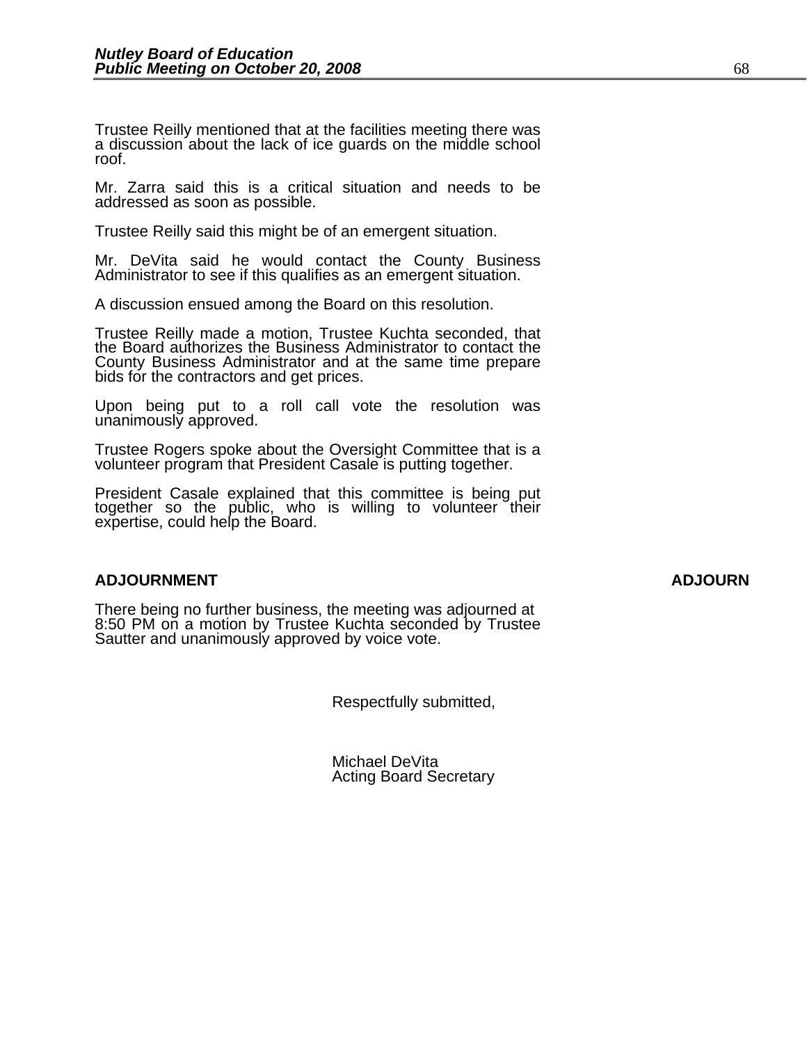Trustee Reilly mentioned that at the facilities meeting there was a discussion about the lack of ice guards on the middle school roof.

Mr. Zarra said this is a critical situation and needs to be addressed as soon as possible.

Trustee Reilly said this might be of an emergent situation.

Mr. DeVita said he would contact the County Business Administrator to see if this qualifies as an emergent situation.

A discussion ensued among the Board on this resolution.

Trustee Reilly made a motion, Trustee Kuchta seconded, that the Board authorizes the Business Administrator to contact the County Business Administrator and at the same time prepare bids for the contractors and get prices.

Upon being put to a roll call vote the resolution was unanimously approved.

Trustee Rogers spoke about the Oversight Committee that is a volunteer program that President Casale is putting together.

President Casale explained that this committee is being put together so the public, who is willing to volunteer their expertise, could help the Board.

**ADJOURNMENT** **ADJOURN**

There being no further business, the meeting was adjourned at 8:50 PM on a motion by Trustee Kuchta seconded by Trustee Sautter and unanimously approved by voice vote.

Respectfully submitted,

Michael DeVita
Acting Board Secretary